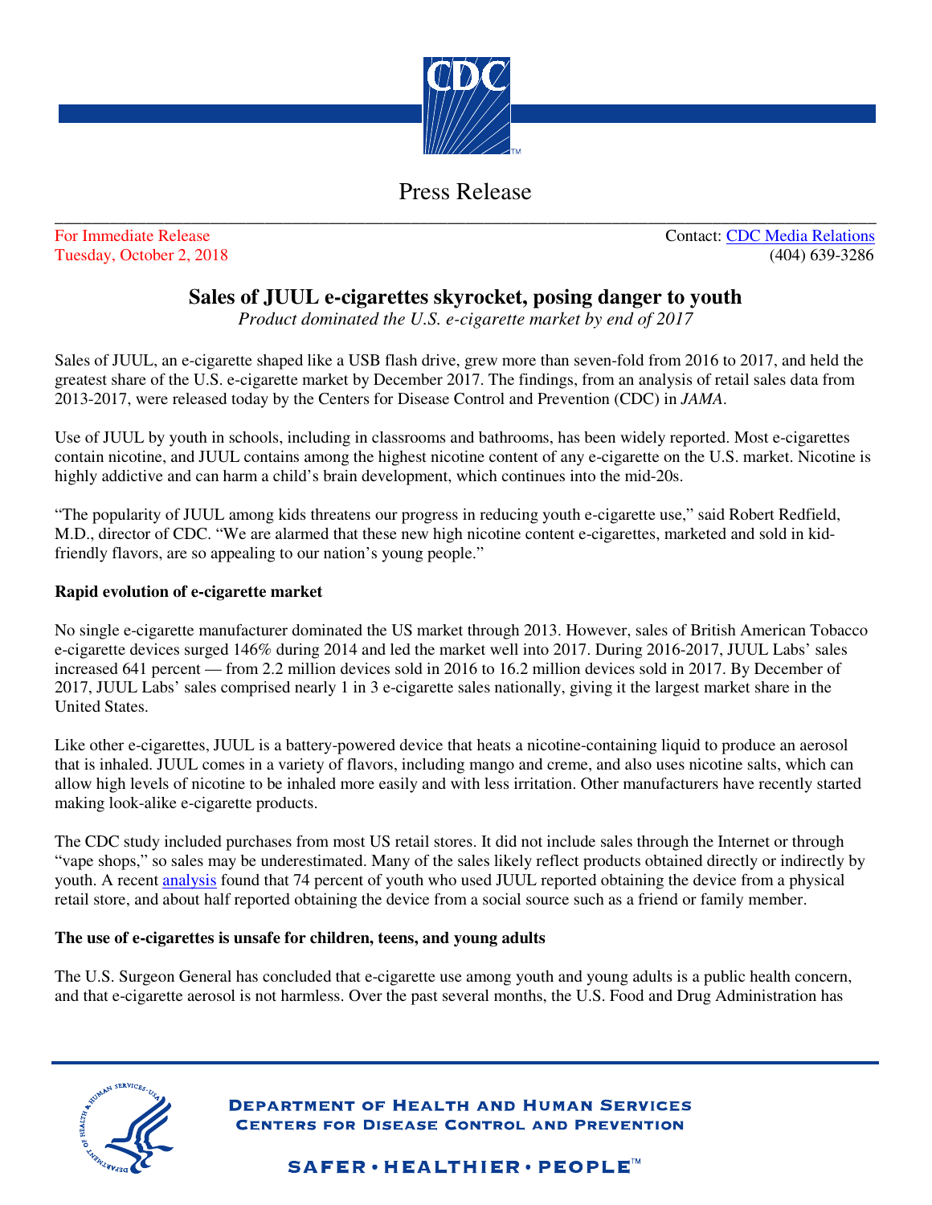# Press Release

For Immediate Release
Tuesday, October 2, 2018

Contact: [CDC Media Relations](CDC Media Relations)
(404) 639-3286

## Sales of JUUL e-cigarettes skyrocket, posing danger to youth

*Product dominated the U.S. e-cigarette market by end of 2017*

Sales of JUUL, an e-cigarette shaped like a USB flash drive, grew more than seven-fold from 2016 to 2017, and held the greatest share of the U.S. e-cigarette market by December 2017. The findings, from an analysis of retail sales data from 2013-2017, were released today by the Centers for Disease Control and Prevention (CDC) in *JAMA*.

Use of JUUL by youth in schools, including in classrooms and bathrooms, has been widely reported. Most e-cigarettes contain nicotine, and JUUL contains among the highest nicotine content of any e-cigarette on the U.S. market. Nicotine is highly addictive and can harm a child's brain development, which continues into the mid-20s.

"The popularity of JUUL among kids threatens our progress in reducing youth e-cigarette use," said Robert Redfield, M.D., director of CDC. "We are alarmed that these new high nicotine content e-cigarettes, marketed and sold in kid-friendly flavors, are so appealing to our nation's young people."

### Rapid evolution of e-cigarette market

No single e-cigarette manufacturer dominated the US market through 2013. However, sales of British American Tobacco e-cigarette devices surged 146% during 2014 and led the market well into 2017. During 2016-2017, JUUL Labs' sales increased 641 percent — from 2.2 million devices sold in 2016 to 16.2 million devices sold in 2017. By December of 2017, JUUL Labs' sales comprised nearly 1 in 3 e-cigarette sales nationally, giving it the largest market share in the United States.

Like other e-cigarettes, JUUL is a battery-powered device that heats a nicotine-containing liquid to produce an aerosol that is inhaled. JUUL comes in a variety of flavors, including mango and creme, and also uses nicotine salts, which can allow high levels of nicotine to be inhaled more easily and with less irritation. Other manufacturers have recently started making look-alike e-cigarette products.

The CDC study included purchases from most US retail stores. It did not include sales through the Internet or through "vape shops," so sales may be underestimated. Many of the sales likely reflect products obtained directly or indirectly by youth. A recent analysis found that 74 percent of youth who used JUUL reported obtaining the device from a physical retail store, and about half reported obtaining the device from a social source such as a friend or family member.

### The use of e-cigarettes is unsafe for children, teens, and young adults

The U.S. Surgeon General has concluded that e-cigarette use among youth and young adults is a public health concern, and that e-cigarette aerosol is not harmless. Over the past several months, the U.S. Food and Drug Administration has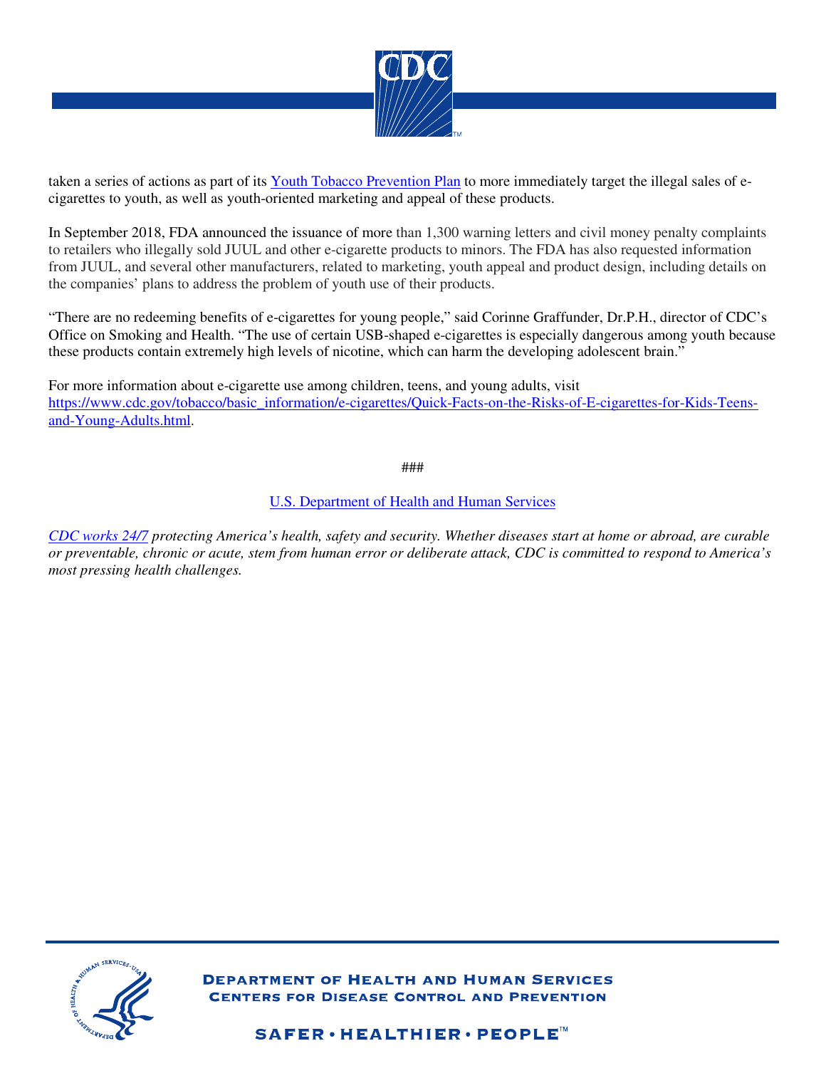taken a series of actions as part of its [Youth Tobacco Prevention Plan] to more immediately target the illegal sales of e-cigarettes to youth, as well as youth-oriented marketing and appeal of these products.

In September 2018, FDA announced the issuance of more than 1,300 warning letters and civil money penalty complaints to retailers who illegally sold JUUL and other e-cigarette products to minors. The FDA has also requested information from JUUL, and several other manufacturers, related to marketing, youth appeal and product design, including details on the companies' plans to address the problem of youth use of their products.

"There are no redeeming benefits of e-cigarettes for young people," said Corinne Graffunder, Dr.P.H., director of CDC's Office on Smoking and Health. "The use of certain USB-shaped e-cigarettes is especially dangerous among youth because these products contain extremely high levels of nicotine, which can harm the developing adolescent brain."

For more information about e-cigarette use among children, teens, and young adults, visit https://www.cdc.gov/tobacco/basic_information/e-cigarettes/Quick-Facts-on-the-Risks-of-E-cigarettes-for-Kids-Teens-and-Young-Adults.html.

###

U.S. Department of Health and Human Services

*CDC works 24/7 protecting America's health, safety and security. Whether diseases start at home or abroad, are curable or preventable, chronic or acute, stem from human error or deliberate attack, CDC is committed to respond to America's most pressing health challenges.*